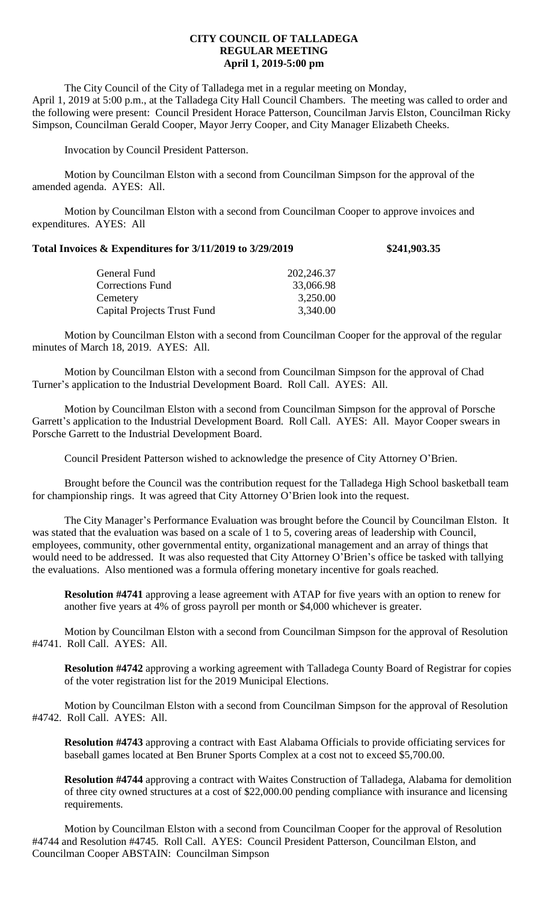# CITY COUNCIL OF TALLADEGA
## REGULAR MEETING
### April 1, 2019-5:00 pm

The City Council of the City of Talladega met in a regular meeting on Monday, April 1, 2019 at 5:00 p.m., at the Talladega City Hall Council Chambers. The meeting was called to order and the following were present: Council President Horace Patterson, Councilman Jarvis Elston, Councilman Ricky Simpson, Councilman Gerald Cooper, Mayor Jerry Cooper, and City Manager Elizabeth Cheeks.

Invocation by Council President Patterson.

Motion by Councilman Elston with a second from Councilman Simpson for the approval of the amended agenda. AYES: All.

Motion by Councilman Elston with a second from Councilman Cooper to approve invoices and expenditures. AYES: All

**Total Invoices & Expenditures for 3/11/2019 to 3/29/2019 $241,903.35**

| | |
|---|---|
| General Fund | 202,246.37 |
| Corrections Fund | 33,066.98 |
| Cemetery | 3,250.00 |
| Capital Projects Trust Fund | 3,340.00 |

Motion by Councilman Elston with a second from Councilman Cooper for the approval of the regular minutes of March 18, 2019. AYES: All.

Motion by Councilman Elston with a second from Councilman Simpson for the approval of Chad Turner's application to the Industrial Development Board. Roll Call. AYES: All.

Motion by Councilman Elston with a second from Councilman Simpson for the approval of Porsche Garrett's application to the Industrial Development Board. Roll Call. AYES: All. Mayor Cooper swears in Porsche Garrett to the Industrial Development Board.

Council President Patterson wished to acknowledge the presence of City Attorney O'Brien.

Brought before the Council was the contribution request for the Talladega High School basketball team for championship rings. It was agreed that City Attorney O'Brien look into the request.

The City Manager's Performance Evaluation was brought before the Council by Councilman Elston. It was stated that the evaluation was based on a scale of 1 to 5, covering areas of leadership with Council, employees, community, other governmental entity, organizational management and an array of things that would need to be addressed. It was also requested that City Attorney O'Brien's office be tasked with tallying the evaluations. Also mentioned was a formula offering monetary incentive for goals reached.

**Resolution #4741** approving a lease agreement with ATAP for five years with an option to renew for another five years at 4% of gross payroll per month or $4,000 whichever is greater.

Motion by Councilman Elston with a second from Councilman Simpson for the approval of Resolution #4741. Roll Call. AYES: All.

**Resolution #4742** approving a working agreement with Talladega County Board of Registrar for copies of the voter registration list for the 2019 Municipal Elections.

Motion by Councilman Elston with a second from Councilman Simpson for the approval of Resolution #4742. Roll Call. AYES: All.

**Resolution #4743** approving a contract with East Alabama Officials to provide officiating services for baseball games located at Ben Bruner Sports Complex at a cost not to exceed $5,700.00.

**Resolution #4744** approving a contract with Waites Construction of Talladega, Alabama for demolition of three city owned structures at a cost of $22,000.00 pending compliance with insurance and licensing requirements.

Motion by Councilman Elston with a second from Councilman Cooper for the approval of Resolution #4744 and Resolution #4745. Roll Call. AYES: Council President Patterson, Councilman Elston, and Councilman Cooper ABSTAIN: Councilman Simpson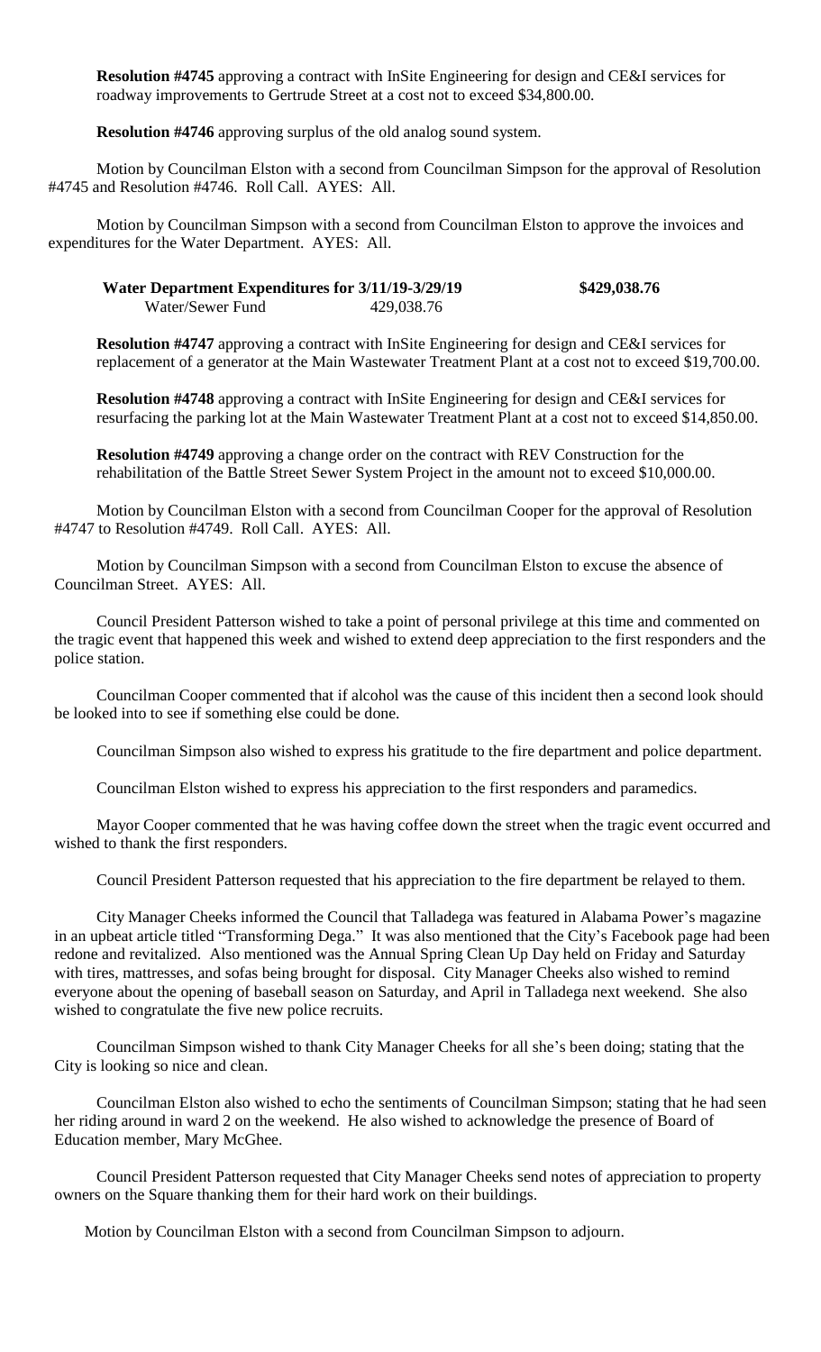**Resolution #4745** approving a contract with InSite Engineering for design and CE&I services for roadway improvements to Gertrude Street at a cost not to exceed $34,800.00.

**Resolution #4746** approving surplus of the old analog sound system.

Motion by Councilman Elston with a second from Councilman Simpson for the approval of Resolution #4745 and Resolution #4746. Roll Call. AYES: All.

Motion by Councilman Simpson with a second from Councilman Elston to approve the invoices and expenditures for the Water Department. AYES: All.

| **Water Department Expenditures for 3/11/19-3/29/19** | | **$429,038.76** |
|---|---|---|
| Water/Sewer Fund | 429,038.76 | |

**Resolution #4747** approving a contract with InSite Engineering for design and CE&I services for replacement of a generator at the Main Wastewater Treatment Plant at a cost not to exceed $19,700.00.

**Resolution #4748** approving a contract with InSite Engineering for design and CE&I services for resurfacing the parking lot at the Main Wastewater Treatment Plant at a cost not to exceed $14,850.00.

**Resolution #4749** approving a change order on the contract with REV Construction for the rehabilitation of the Battle Street Sewer System Project in the amount not to exceed $10,000.00.

Motion by Councilman Elston with a second from Councilman Cooper for the approval of Resolution #4747 to Resolution #4749. Roll Call. AYES: All.

Motion by Councilman Simpson with a second from Councilman Elston to excuse the absence of Councilman Street. AYES: All.

Council President Patterson wished to take a point of personal privilege at this time and commented on the tragic event that happened this week and wished to extend deep appreciation to the first responders and the police station.

Councilman Cooper commented that if alcohol was the cause of this incident then a second look should be looked into to see if something else could be done.

Councilman Simpson also wished to express his gratitude to the fire department and police department.

Councilman Elston wished to express his appreciation to the first responders and paramedics.

Mayor Cooper commented that he was having coffee down the street when the tragic event occurred and wished to thank the first responders.

Council President Patterson requested that his appreciation to the fire department be relayed to them.

City Manager Cheeks informed the Council that Talladega was featured in Alabama Power's magazine in an upbeat article titled "Transforming Dega." It was also mentioned that the City's Facebook page had been redone and revitalized. Also mentioned was the Annual Spring Clean Up Day held on Friday and Saturday with tires, mattresses, and sofas being brought for disposal. City Manager Cheeks also wished to remind everyone about the opening of baseball season on Saturday, and April in Talladega next weekend. She also wished to congratulate the five new police recruits.

Councilman Simpson wished to thank City Manager Cheeks for all she's been doing; stating that the City is looking so nice and clean.

Councilman Elston also wished to echo the sentiments of Councilman Simpson; stating that he had seen her riding around in ward 2 on the weekend. He also wished to acknowledge the presence of Board of Education member, Mary McGhee.

Council President Patterson requested that City Manager Cheeks send notes of appreciation to property owners on the Square thanking them for their hard work on their buildings.

Motion by Councilman Elston with a second from Councilman Simpson to adjourn.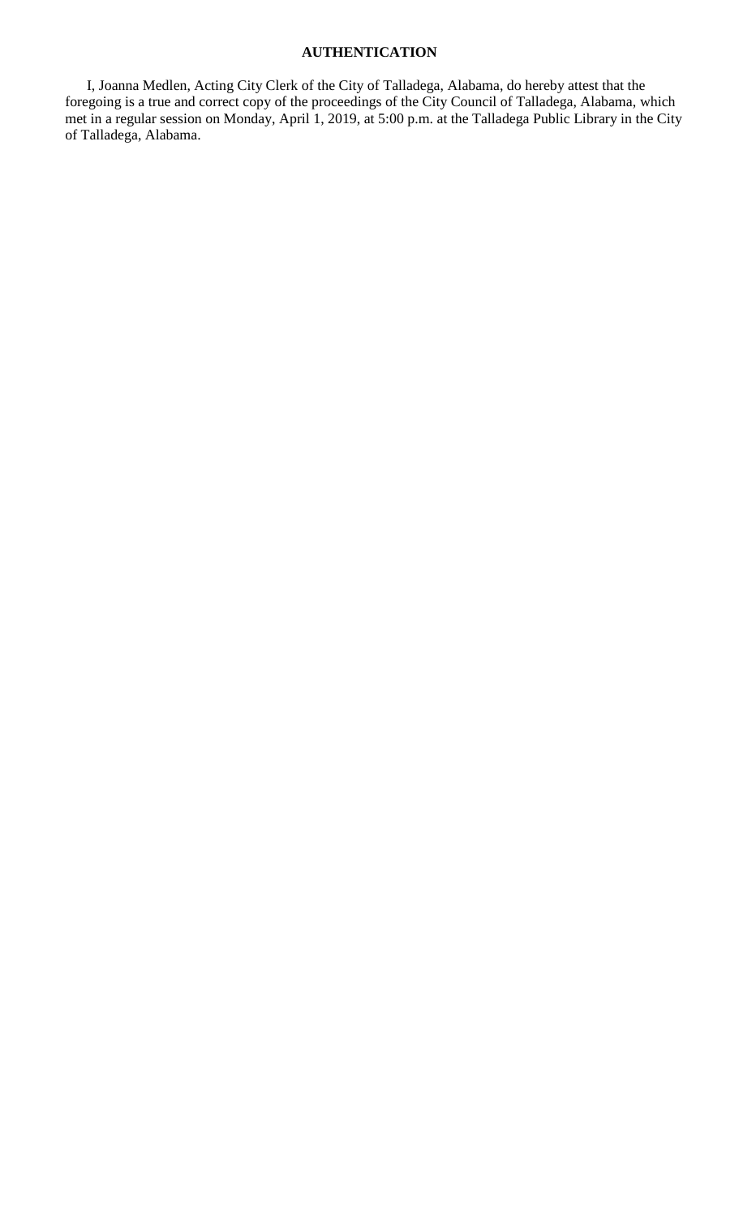**AUTHENTICATION**

I, Joanna Medlen, Acting City Clerk of the City of Talladega, Alabama, do hereby attest that the foregoing is a true and correct copy of the proceedings of the City Council of Talladega, Alabama, which met in a regular session on Monday, April 1, 2019, at 5:00 p.m. at the Talladega Public Library in the City of Talladega, Alabama.